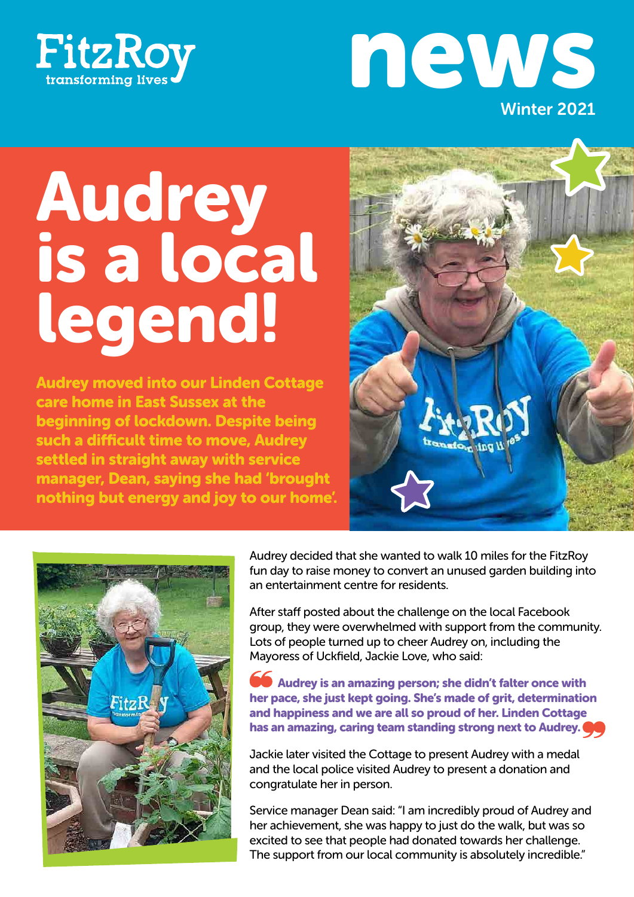FitzRoy
transforming lives

# news

Winter 2021

# Audrey is a local legend!

**Audrey moved into our Linden Cottage care home in East Sussex at the beginning of lockdown. Despite being such a difficult time to move, Audrey settled in straight away with service manager, Dean, saying she had 'brought nothing but energy and joy to our home'.**

Audrey decided that she wanted to walk 10 miles for the FitzRoy fun day to raise money to convert an unused garden building into an entertainment centre for residents.

After staff posted about the challenge on the local Facebook group, they were overwhelmed with support from the community. Lots of people turned up to cheer Audrey on, including the Mayoress of Uckfield, Jackie Love, who said:

> **Audrey is an amazing person; she didn't falter once with her pace, she just kept going. She's made of grit, determination and happiness and we are all so proud of her. Linden Cottage has an amazing, caring team standing strong next to Audrey.**

Jackie later visited the Cottage to present Audrey with a medal and the local police visited Audrey to present a donation and congratulate her in person.

Service manager Dean said: "I am incredibly proud of Audrey and her achievement, she was happy to just do the walk, but was so excited to see that people had donated towards her challenge. The support from our local community is absolutely incredible."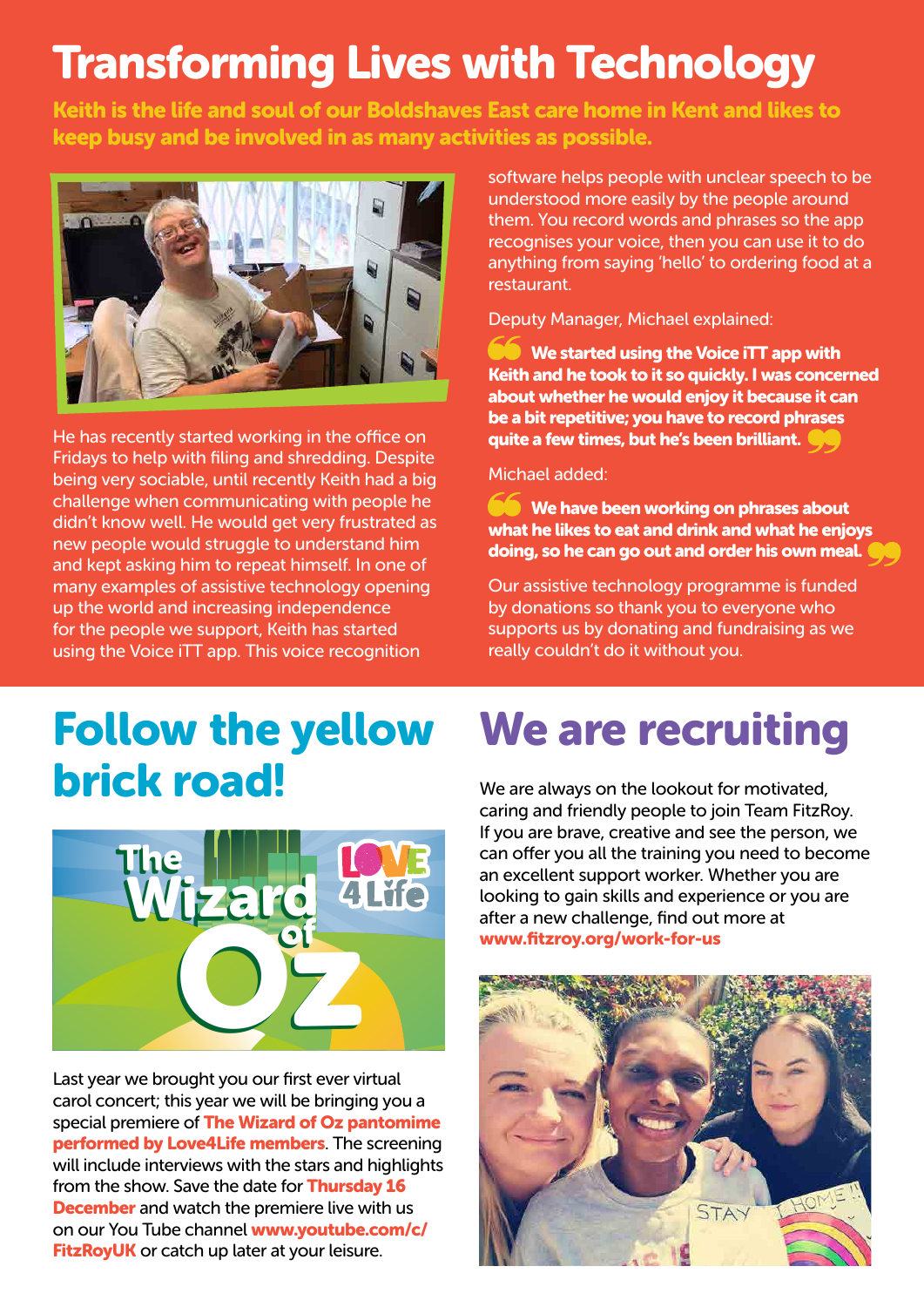# Transforming Lives with Technology

**Keith is the life and soul of our Boldshaves East care home in Kent and likes to keep busy and be involved in as many activities as possible.**

He has recently started working in the office on Fridays to help with filing and shredding. Despite being very sociable, until recently Keith had a big challenge when communicating with people he didn't know well. He would get very frustrated as new people would struggle to understand him and kept asking him to repeat himself. In one of many examples of assistive technology opening up the world and increasing independence for the people we support, Keith has started using the Voice iTT app. This voice recognition software helps people with unclear speech to be understood more easily by the people around them. You record words and phrases so the app recognises your voice, then you can use it to do anything from saying 'hello' to ordering food at a restaurant.

Deputy Manager, Michael explained:

> **We started using the Voice iTT app with Keith and he took to it so quickly. I was concerned about whether he would enjoy it because it can be a bit repetitive; you have to record phrases quite a few times, but he's been brilliant.**

Michael added:

> **We have been working on phrases about what he likes to eat and drink and what he enjoys doing, so he can go out and order his own meal.**

Our assistive technology programme is funded by donations so thank you to everyone who supports us by donating and fundraising as we really couldn't do it without you.

# Follow the yellow brick road!

Last year we brought you our first ever virtual carol concert; this year we will be bringing you a special premiere of **The Wizard of Oz pantomime performed by Love4Life members**. The screening will include interviews with the stars and highlights from the show. Save the date for **Thursday 16 December** and watch the premiere live with us on our You Tube channel **www.youtube.com/c/FitzRoyUK** or catch up later at your leisure.

# We are recruiting

We are always on the lookout for motivated, caring and friendly people to join Team FitzRoy. If you are brave, creative and see the person, we can offer you all the training you need to become an excellent support worker. Whether you are looking to gain skills and experience or you are after a new challenge, find out more at **www.fitzroy.org/work-for-us**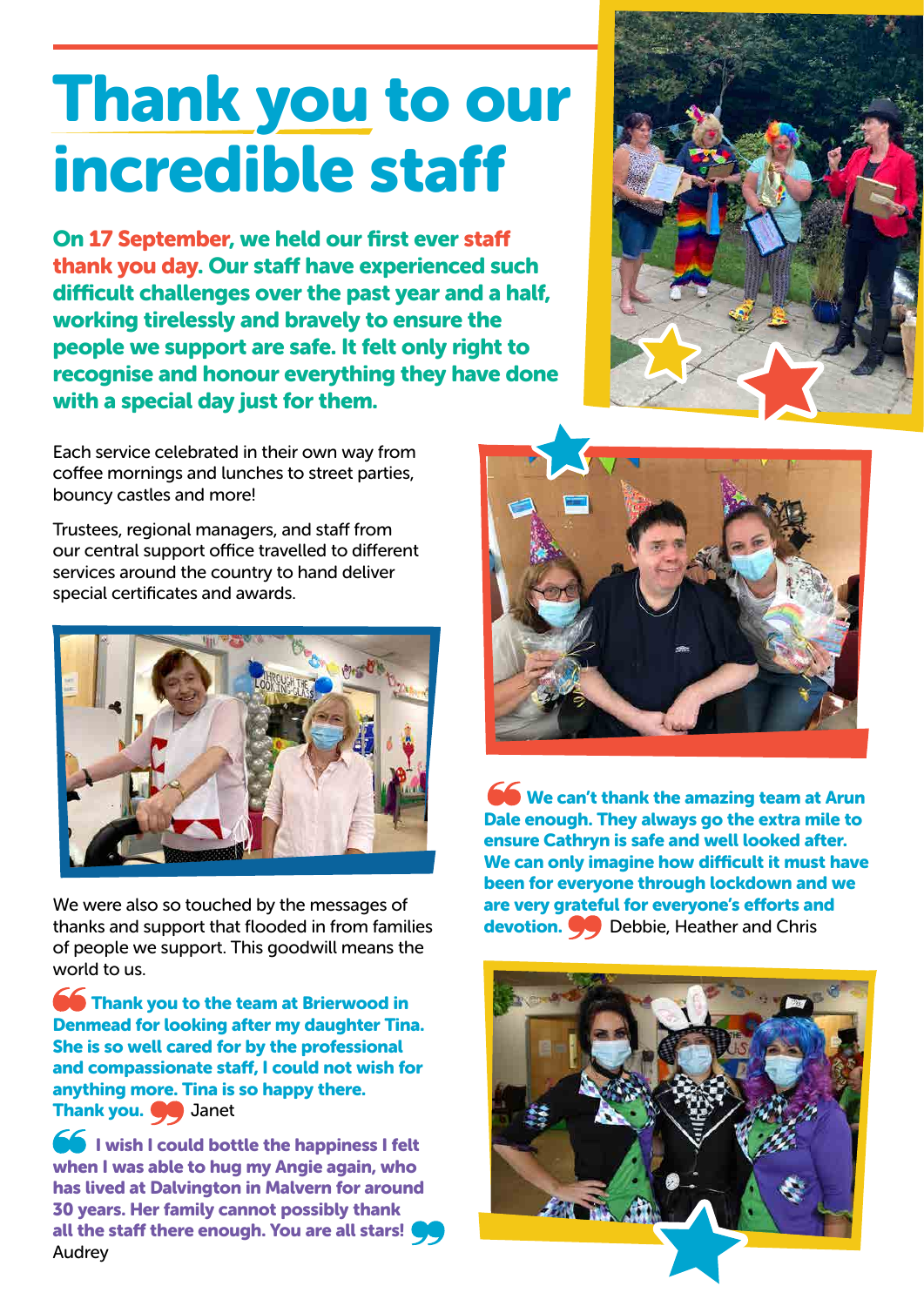# Thank you to our incredible staff

**On 17 September, we held our first ever staff thank you day. Our staff have experienced such difficult challenges over the past year and a half, working tirelessly and bravely to ensure the people we support are safe. It felt only right to recognise and honour everything they have done with a special day just for them.**

Each service celebrated in their own way from coffee mornings and lunches to street parties, bouncy castles and more!

Trustees, regional managers, and staff from our central support office travelled to different services around the country to hand deliver special certificates and awards.

We were also so touched by the messages of thanks and support that flooded in from families of people we support. This goodwill means the world to us.

> **Thank you to the team at Brierwood in Denmead for looking after my daughter Tina. She is so well cared for by the professional and compassionate staff, I could not wish for anything more. Tina is so happy there. Thank you.** Janet

> **I wish I could bottle the happiness I felt when I was able to hug my Angie again, who has lived at Dalvington in Malvern for around 30 years. Her family cannot possibly thank all the staff there enough. You are all stars!** Audrey

> **We can't thank the amazing team at Arun Dale enough. They always go the extra mile to ensure Cathryn is safe and well looked after. We can only imagine how difficult it must have been for everyone through lockdown and we are very grateful for everyone's efforts and devotion.** Debbie, Heather and Chris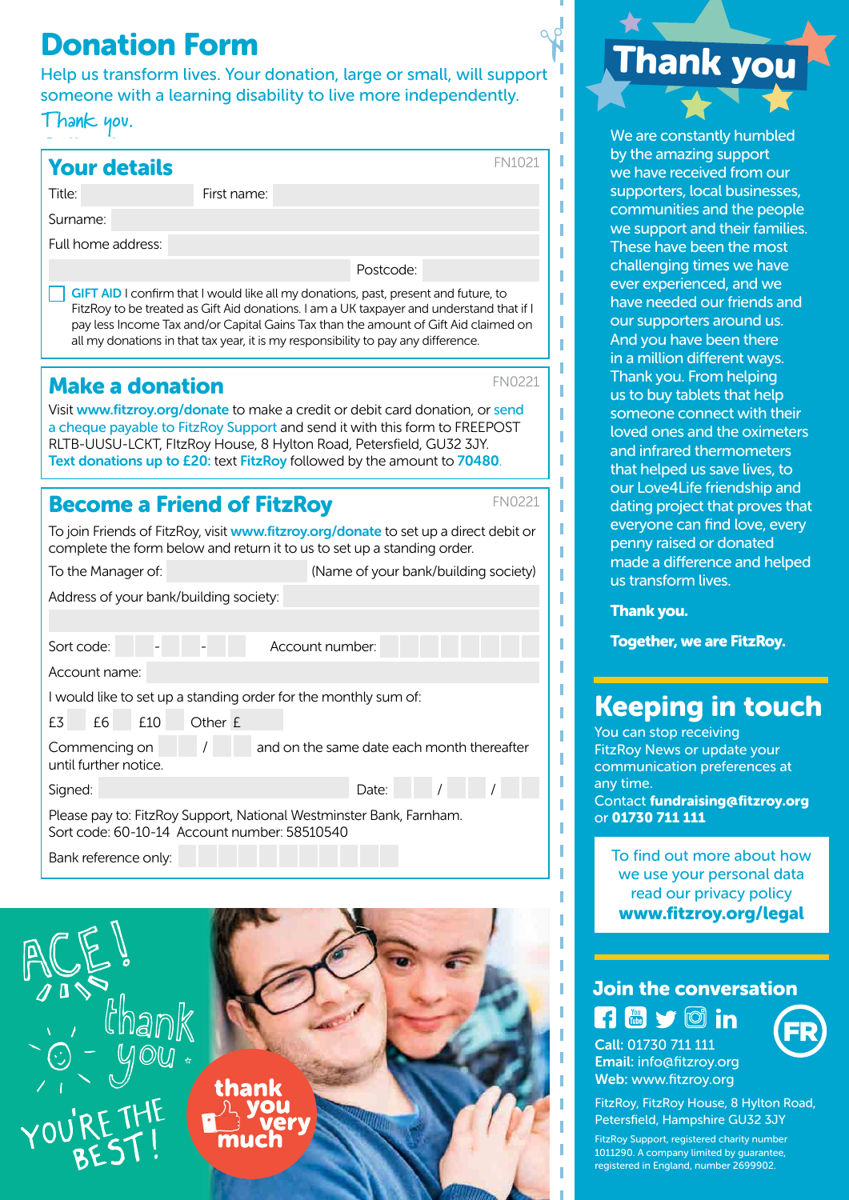# Donation Form

Help us transform lives. Your donation, large or small, will support someone with a learning disability to live more independently.

Thank you.

## Your details

FN1021

Title: First name:

Surname:

Full home address:

Postcode:

☐ **GIFT AID** I confirm that I would like all my donations, past, present and future, to FitzRoy to be treated as Gift Aid donations. I am a UK taxpayer and understand that if I pay less Income Tax and/or Capital Gains Tax than the amount of Gift Aid claimed on all my donations in that tax year, it is my responsibility to pay any difference.

## Make a donation

FN0221

Visit **www.fitzroy.org/donate** to make a credit or debit card donation, or send a cheque payable to FitzRoy Support and send it with this form to FREEPOST RLTB-UUSU-LCKT, FItzRoy House, 8 Hylton Road, Petersfield, GU32 3JY.
Text donations up to £20: text **FitzRoy** followed by the amount to **70480**.

## Become a Friend of FitzRoy

FN0221

To join Friends of FitzRoy, visit **www.fitzroy.org/donate** to set up a direct debit or complete the form below and return it to us to set up a standing order.

To the Manager of: (Name of your bank/building society)

Address of your bank/building society:

Sort code: - - Account number:

Account name:

I would like to set up a standing order for the monthly sum of:

£3 £6 £10 Other £

Commencing on / and on the same date each month thereafter until further notice.

Signed: Date: / /

Please pay to: FitzRoy Support, National Westminster Bank, Farnham.
Sort code: 60-10-14 Account number: 58510540

Bank reference only:

# Thank you

We are constantly humbled by the amazing support we have received from our supporters, local businesses, communities and the people we support and their families. These have been the most challenging times we have ever experienced, and we have needed our friends and our supporters around us. And you have been there in a million different ways. Thank you. From helping us to buy tablets that help someone connect with their loved ones and the oximeters and infrared thermometers that helped us save lives, to our Love4Life friendship and dating project that proves that everyone can find love, every penny raised or donated made a difference and helped us transform lives.

**Thank you.**

**Together, we are FitzRoy.**

## Keeping in touch

You can stop receiving FitzRoy News or update your communication preferences at any time.
Contact **fundraising@fitzroy.org** or **01730 711 111**

To find out more about how we use your personal data read our privacy policy **www.fitzroy.org/legal**

## Join the conversation

**Call:** 01730 711 111
**Email:** info@fitzroy.org
**Web:** www.fitzroy.org

FitzRoy, FitzRoy House, 8 Hylton Road, Petersfield, Hampshire GU32 3JY

FitzRoy Support, registered charity number 1011290. A company limited by guarantee, registered in England, number 2699902.